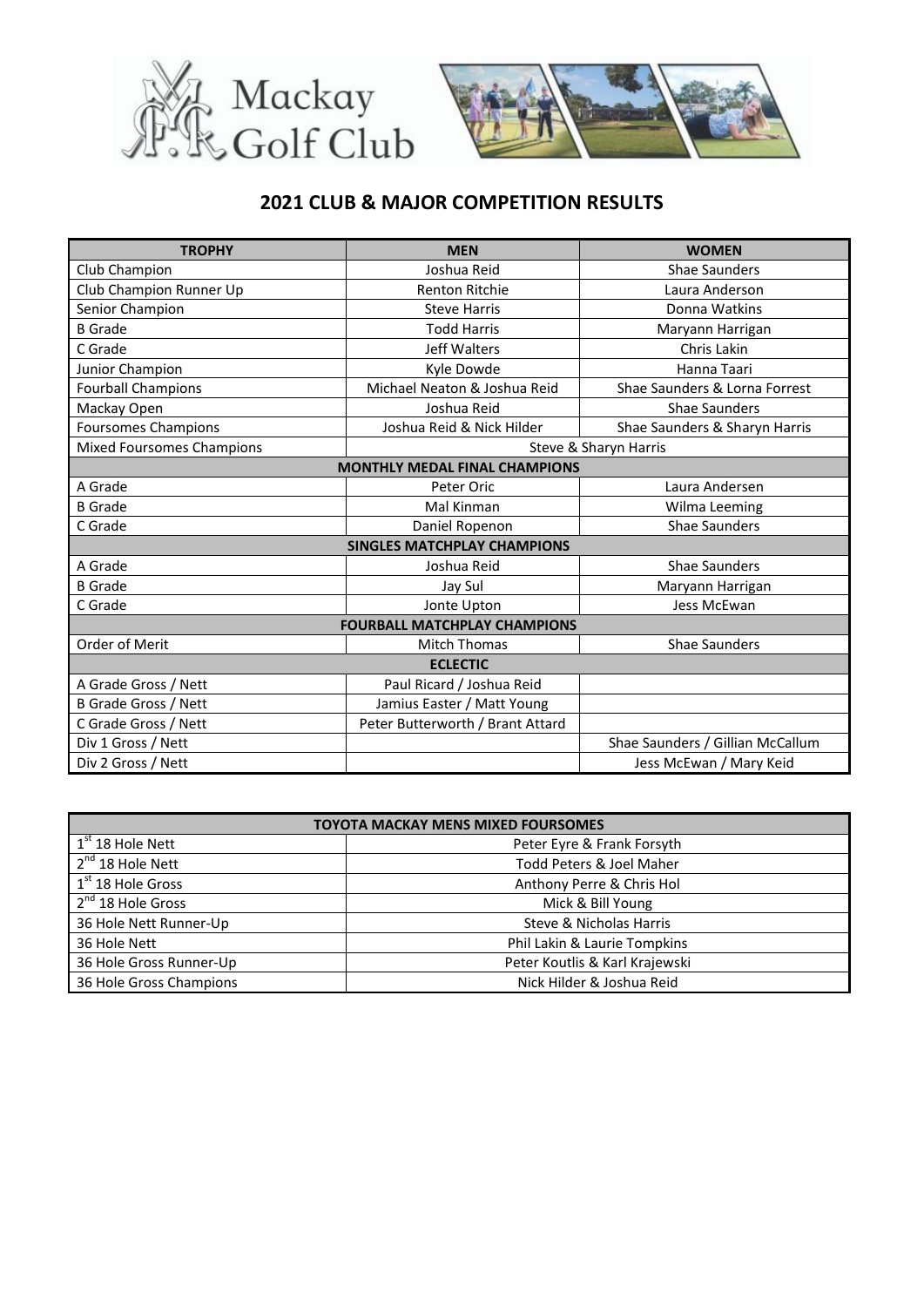Mackay Golf Club

## 2021 CLUB & MAJOR COMPETITION RESULTS

| TROPHY | MEN | WOMEN |
|---|---|---|
| Club Champion | Joshua Reid | Shae Saunders |
| Club Champion Runner Up | Renton Ritchie | Laura Anderson |
| Senior Champion | Steve Harris | Donna Watkins |
| B Grade | Todd Harris | Maryann Harrigan |
| C Grade | Jeff Walters | Chris Lakin |
| Junior Champion | Kyle Dowde | Hanna Taari |
| Fourball Champions | Michael Neaton & Joshua Reid | Shae Saunders & Lorna Forrest |
| Mackay Open | Joshua Reid | Shae Saunders |
| Foursomes Champions | Joshua Reid & Nick Hilder | Shae Saunders & Sharyn Harris |
| Mixed Foursomes Champions | Steve & Sharyn Harris | |
| **MONTHLY MEDAL FINAL CHAMPIONS** | | |
| A Grade | Peter Oric | Laura Andersen |
| B Grade | Mal Kinman | Wilma Leeming |
| C Grade | Daniel Ropenon | Shae Saunders |
| **SINGLES MATCHPLAY CHAMPIONS** | | |
| A Grade | Joshua Reid | Shae Saunders |
| B Grade | Jay Sul | Maryann Harrigan |
| C Grade | Jonte Upton | Jess McEwan |
| **FOURBALL MATCHPLAY CHAMPIONS** | | |
| Order of Merit | Mitch Thomas | Shae Saunders |
| **ECLECTIC** | | |
| A Grade Gross / Nett | Paul Ricard / Joshua Reid | |
| B Grade Gross / Nett | Jamius Easter / Matt Young | |
| C Grade Gross / Nett | Peter Butterworth / Brant Attard | |
| Div 1 Gross / Nett | | Shae Saunders / Gillian McCallum |
| Div 2 Gross / Nett | | Jess McEwan / Mary Keid |

| TOYOTA MACKAY MENS MIXED FOURSOMES | |
|---|---|
| 1st 18 Hole Nett | Peter Eyre & Frank Forsyth |
| 2nd 18 Hole Nett | Todd Peters & Joel Maher |
| 1st 18 Hole Gross | Anthony Perre & Chris Hol |
| 2nd 18 Hole Gross | Mick & Bill Young |
| 36 Hole Nett Runner-Up | Steve & Nicholas Harris |
| 36 Hole Nett | Phil Lakin & Laurie Tompkins |
| 36 Hole Gross Runner-Up | Peter Koutlis & Karl Krajewski |
| 36 Hole Gross Champions | Nick Hilder & Joshua Reid |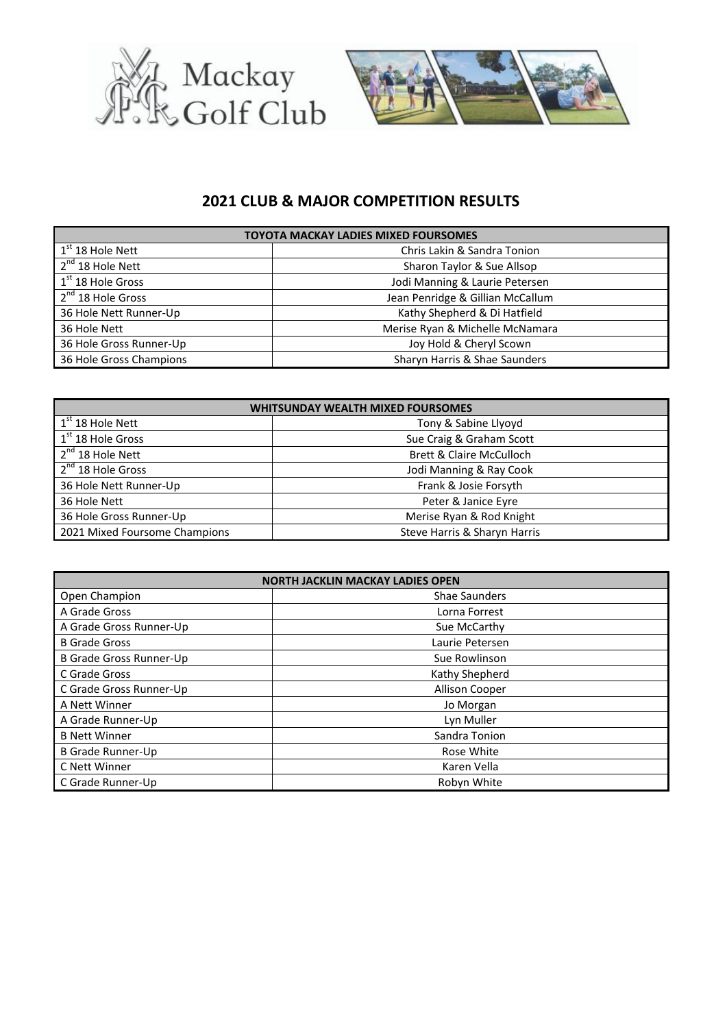## 2021 CLUB & MAJOR COMPETITION RESULTS

| TOYOTA MACKAY LADIES MIXED FOURSOMES | |
|---|---|
| 1st 18 Hole Nett | Chris Lakin & Sandra Tonion |
| 2nd 18 Hole Nett | Sharon Taylor & Sue Allsop |
| 1st 18 Hole Gross | Jodi Manning & Laurie Petersen |
| 2nd 18 Hole Gross | Jean Penridge & Gillian McCallum |
| 36 Hole Nett Runner-Up | Kathy Shepherd & Di Hatfield |
| 36 Hole Nett | Merise Ryan & Michelle McNamara |
| 36 Hole Gross Runner-Up | Joy Hold & Cheryl Scown |
| 36 Hole Gross Champions | Sharyn Harris & Shae Saunders |

| WHITSUNDAY WEALTH MIXED FOURSOMES | |
|---|---|
| 1st 18 Hole Nett | Tony & Sabine Llyoyd |
| 1st 18 Hole Gross | Sue Craig & Graham Scott |
| 2nd 18 Hole Nett | Brett & Claire McCulloch |
| 2nd 18 Hole Gross | Jodi Manning & Ray Cook |
| 36 Hole Nett Runner-Up | Frank & Josie Forsyth |
| 36 Hole Nett | Peter & Janice Eyre |
| 36 Hole Gross Runner-Up | Merise Ryan & Rod Knight |
| 2021 Mixed Foursome Champions | Steve Harris & Sharyn Harris |

| NORTH JACKLIN MACKAY LADIES OPEN | |
|---|---|
| Open Champion | Shae Saunders |
| A Grade Gross | Lorna Forrest |
| A Grade Gross Runner-Up | Sue McCarthy |
| B Grade Gross | Laurie Petersen |
| B Grade Gross Runner-Up | Sue Rowlinson |
| C Grade Gross | Kathy Shepherd |
| C Grade Gross Runner-Up | Allison Cooper |
| A Nett Winner | Jo Morgan |
| A Grade Runner-Up | Lyn Muller |
| B Nett Winner | Sandra Tonion |
| B Grade Runner-Up | Rose White |
| C Nett Winner | Karen Vella |
| C Grade Runner-Up | Robyn White |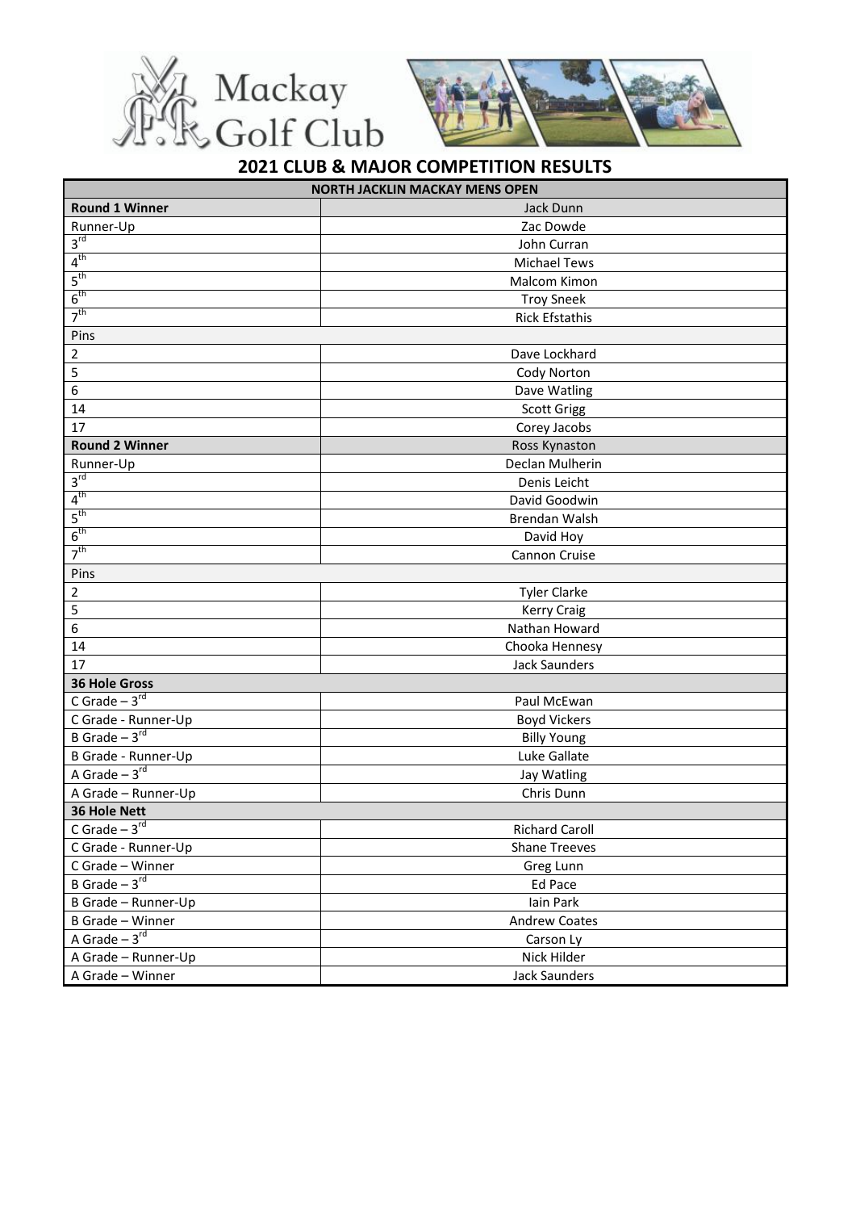## 2021 CLUB & MAJOR COMPETITION RESULTS

| NORTH JACKLIN MACKAY MENS OPEN | |
|---|---|
| **Round 1 Winner** | Jack Dunn |
| Runner-Up | Zac Dowde |
| 3rd | John Curran |
| 4th | Michael Tews |
| 5th | Malcom Kimon |
| 6th | Troy Sneek |
| 7th | Rick Efstathis |
| Pins | |
| 2 | Dave Lockhard |
| 5 | Cody Norton |
| 6 | Dave Watling |
| 14 | Scott Grigg |
| 17 | Corey Jacobs |
| **Round 2 Winner** | Ross Kynaston |
| Runner-Up | Declan Mulherin |
| 3rd | Denis Leicht |
| 4th | David Goodwin |
| 5th | Brendan Walsh |
| 6th | David Hoy |
| 7th | Cannon Cruise |
| Pins | |
| 2 | Tyler Clarke |
| 5 | Kerry Craig |
| 6 | Nathan Howard |
| 14 | Chooka Hennesy |
| 17 | Jack Saunders |
| **36 Hole Gross** | |
| C Grade – 3rd | Paul McEwan |
| C Grade - Runner-Up | Boyd Vickers |
| B Grade – 3rd | Billy Young |
| B Grade - Runner-Up | Luke Gallate |
| A Grade – 3rd | Jay Watling |
| A Grade – Runner-Up | Chris Dunn |
| **36 Hole Nett** | |
| C Grade – 3rd | Richard Caroll |
| C Grade - Runner-Up | Shane Treeves |
| C Grade – Winner | Greg Lunn |
| B Grade – 3rd | Ed Pace |
| B Grade – Runner-Up | Iain Park |
| B Grade – Winner | Andrew Coates |
| A Grade – 3rd | Carson Ly |
| A Grade – Runner-Up | Nick Hilder |
| A Grade – Winner | Jack Saunders |